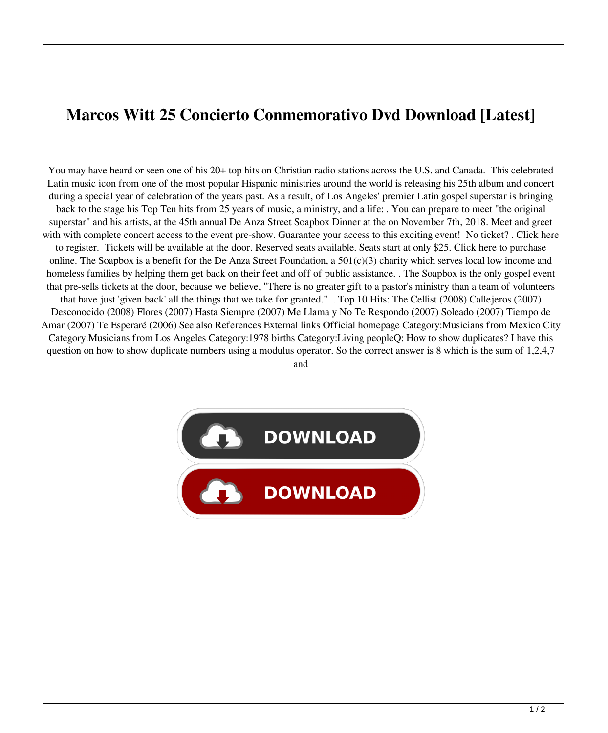# Marcos Witt 25 Concierto Conmemorativo Dvd Download [Latest]

You may have heard or seen one of his 20+ top hits on Christian radio stations across the U.S. and Canada.  This celebrated Latin music icon from one of the most popular Hispanic ministries around the world is releasing his 25th album and concert during a special year of celebration of the years past. As a result, of Los Angeles' premier Latin gospel superstar is bringing back to the stage his Top Ten hits from 25 years of music, a ministry, and a life: . You can prepare to meet "the original superstar" and his artists, at the 45th annual De Anza Street Soapbox Dinner at the on November 7th, 2018. Meet and greet with with complete concert access to the event pre-show. Guarantee your access to this exciting event!  No ticket? . Click here to register.  Tickets will be available at the door. Reserved seats available. Seats start at only $25. Click here to purchase online. The Soapbox is a benefit for the De Anza Street Foundation, a 501(c)(3) charity which serves local low income and homeless families by helping them get back on their feet and off of public assistance. . The Soapbox is the only gospel event that pre-sells tickets at the door, because we believe, "There is no greater gift to a pastor's ministry than a team of volunteers that have just 'given back' all the things that we take for granted."  . Top 10 Hits: The Cellist (2008) Callejeros (2007) Desconocido (2008) Flores (2007) Hasta Siempre (2007) Me Llama y No Te Respondo (2007) Soleado (2007) Tiempo de Amar (2007) Te Esperaré (2006) See also References External links Official homepage Category:Musicians from Mexico City Category:Musicians from Los Angeles Category:1978 births Category:Living peopleQ: How to show duplicates? I have this question on how to show duplicate numbers using a modulus operator. So the correct answer is 8 which is the sum of 1,2,4,7 and

DOWNLOAD

DOWNLOAD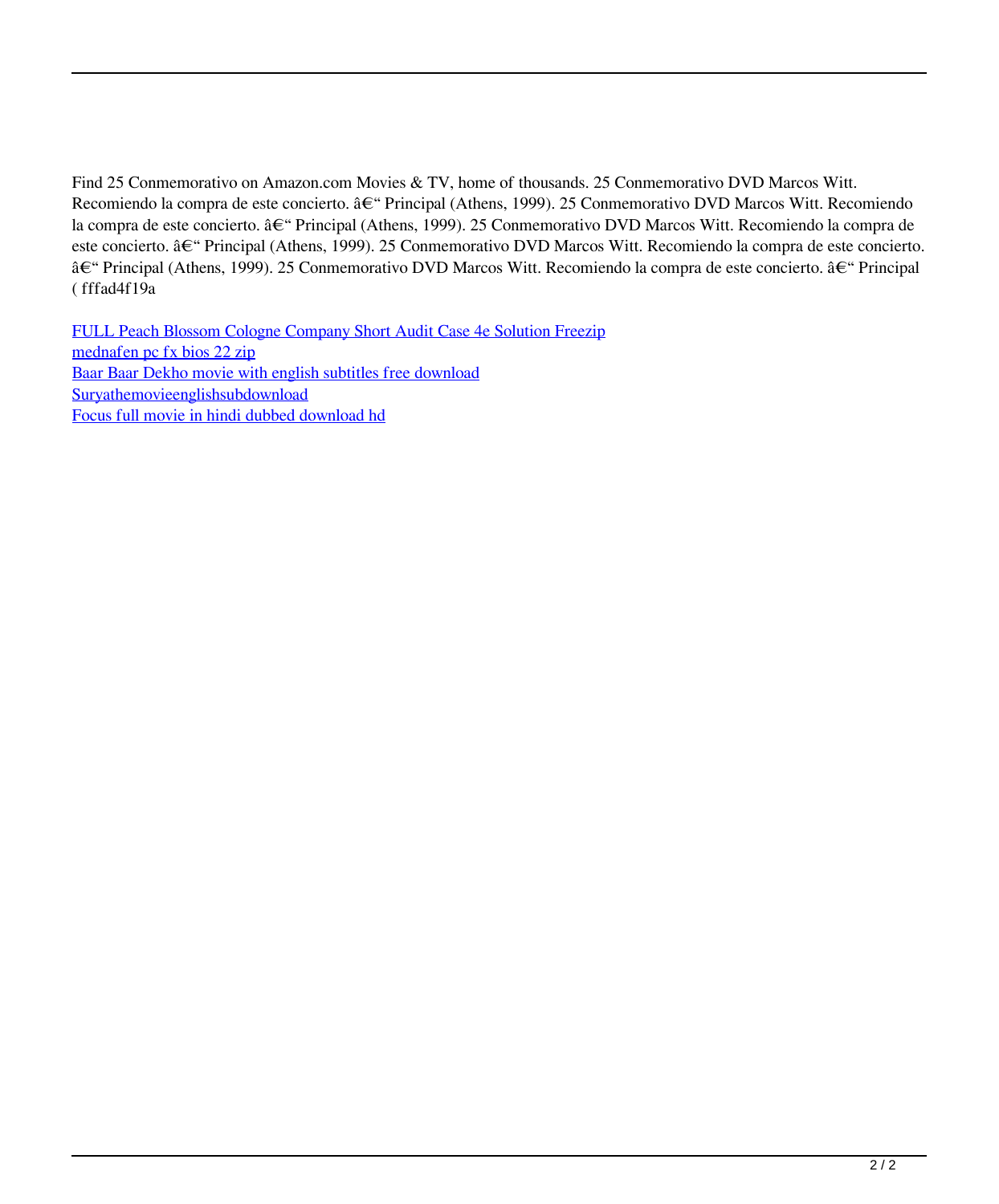Find 25 Conmemorativo on Amazon.com Movies & TV, home of thousands. 25 Conmemorativo DVD Marcos Witt. Recomiendo la compra de este concierto. â€“ Principal (Athens, 1999). 25 Conmemorativo DVD Marcos Witt. Recomiendo la compra de este concierto. â€“ Principal (Athens, 1999). 25 Conmemorativo DVD Marcos Witt. Recomiendo la compra de este concierto. â€“ Principal (Athens, 1999). 25 Conmemorativo DVD Marcos Witt. Recomiendo la compra de este concierto. â€“ Principal (Athens, 1999). 25 Conmemorativo DVD Marcos Witt. Recomiendo la compra de este concierto. â€“ Principal ( fffad4f19a

FULL Peach Blossom Cologne Company Short Audit Case 4e Solution Freezip
mednafen pc fx bios 22 zip
Baar Baar Dekho movie with english subtitles free download
Suryathemovieenglishsubdownload
Focus full movie in hindi dubbed download hd